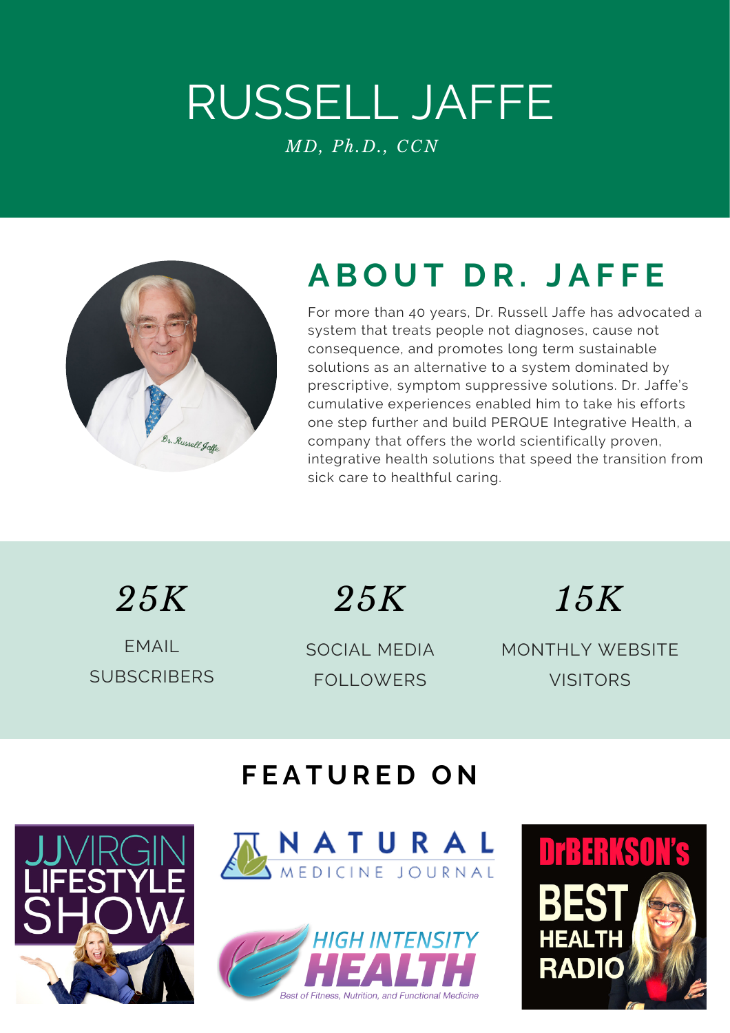# RUSSELL JAFFE

*MD, Ph.D., CCN*

## ABOUT DR. JAFFE

For more than 40 years, Dr. Russell Jaffe has advocated a system that treats people not diagnoses, cause not consequence, and promotes long term sustainable solutions as an alternative to a system dominated by prescriptive, symptom suppressive solutions. Dr. Jaffe's cumulative experiences enabled him to take his efforts one step further and build PERQUE Integrative Health, a company that offers the world scientifically proven, integrative health solutions that speed the transition from sick care to healthful caring.

*25K*

EMAIL SUBSCRIBERS

*25K*

SOCIAL MEDIA FOLLOWERS

*15K*

MONTHLY WEBSITE VISITORS

## FEATURED ON

JJVIRGIN LIFESTYLE SHOW

NATURAL MEDICINE JOURNAL

HIGH INTENSITY HEALTH — Best of Fitness, Nutrition, and Functional Medicine

DrBERKSON's BEST HEALTH RADIO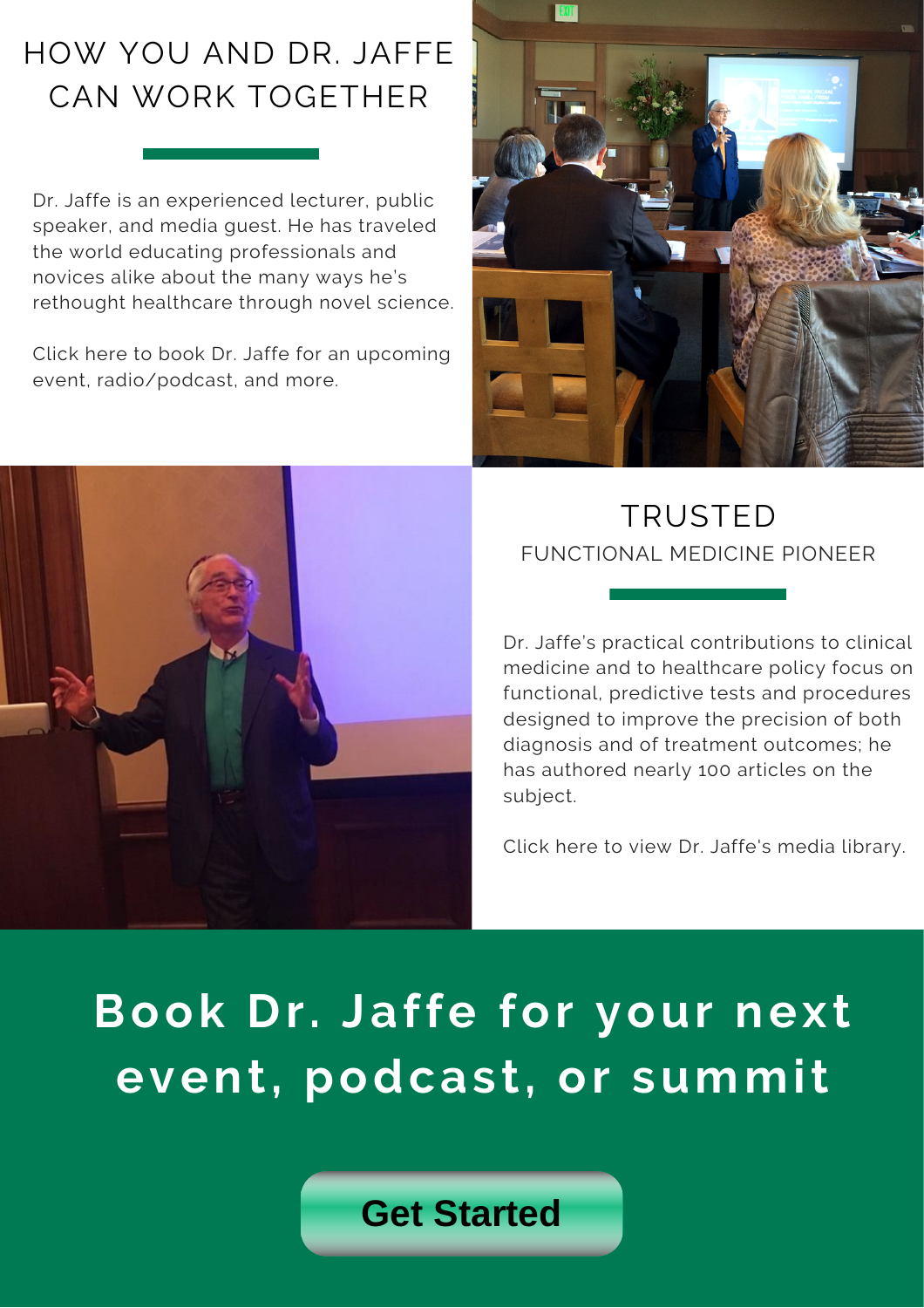# HOW YOU AND DR. JAFFE CAN WORK TOGETHER

Dr. Jaffe is an experienced lecturer, public speaker, and media guest. He has traveled the world educating professionals and novices alike about the many ways he's rethought healthcare through novel science.

Click here to book Dr. Jaffe for an upcoming event, radio/podcast, and more.

# TRUSTED

## FUNCTIONAL MEDICINE PIONEER

Dr. Jaffe's practical contributions to clinical medicine and to healthcare policy focus on functional, predictive tests and procedures designed to improve the precision of both diagnosis and of treatment outcomes; he has authored nearly 100 articles on the subject.

Click here to view Dr. Jaffe's media library.

# Book Dr. Jaffe for your next event, podcast, or summit

**Get Started**